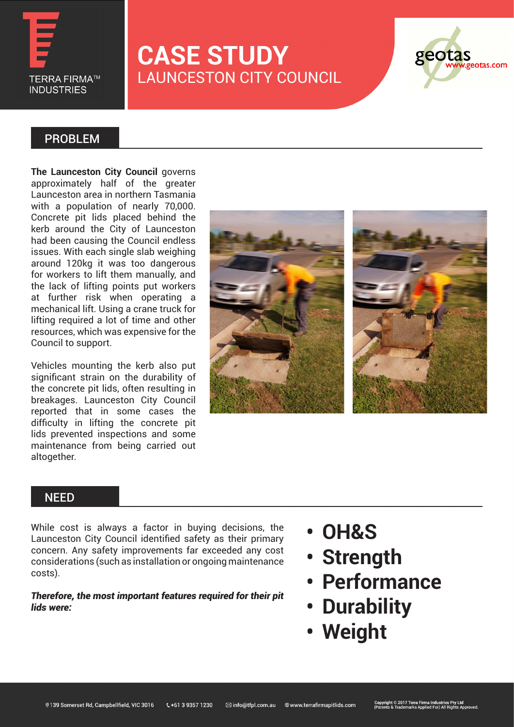TERRA FIRMA™ INDUSTRIES

# CASE STUDY

## LAUNCESTON CITY COUNCIL

geotas www.geotas.com

## PROBLEM

**The Launceston City Council** governs approximately half of the greater Launceston area in northern Tasmania with a population of nearly 70,000. Concrete pit lids placed behind the kerb around the City of Launceston had been causing the Council endless issues. With each single slab weighing around 120kg it was too dangerous for workers to lift them manually, and the lack of lifting points put workers at further risk when operating a mechanical lift. Using a crane truck for lifting required a lot of time and other resources, which was expensive for the Council to support.

Vehicles mounting the kerb also put significant strain on the durability of the concrete pit lids, often resulting in breakages. Launceston City Council reported that in some cases the difficulty in lifting the concrete pit lids prevented inspections and some maintenance from being carried out altogether.

## NEED

While cost is always a factor in buying decisions, the Launceston City Council identified safety as their primary concern. Any safety improvements far exceeded any cost considerations (such as installation or ongoing maintenance costs).

***Therefore, the most important features required for their pit lids were:***

- **OH&S**
- **Strength**
- **Performance**
- **Durability**
- **Weight**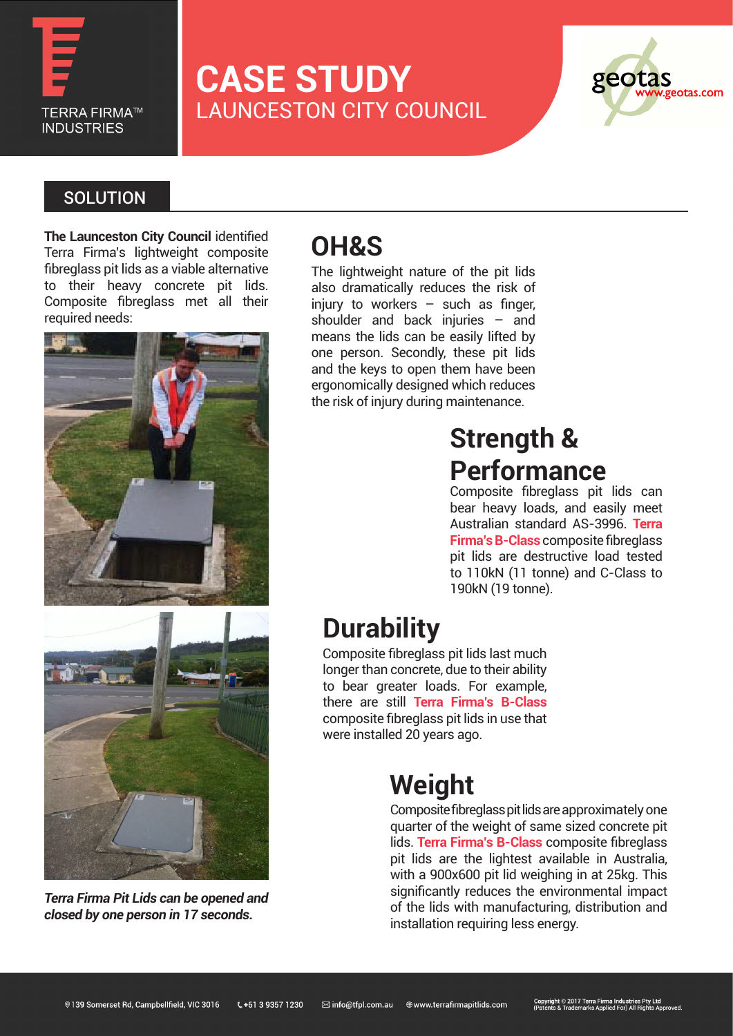# CASE STUDY

LAUNCESTON CITY COUNCIL

## SOLUTION

**The Launceston City Council** identified Terra Firma's lightweight composite fibreglass pit lids as a viable alternative to their heavy concrete pit lids. Composite fibreglass met all their required needs:

*Terra Firma Pit Lids can be opened and closed by one person in 17 seconds.*

## OH&S

The lightweight nature of the pit lids also dramatically reduces the risk of injury to workers – such as finger, shoulder and back injuries – and means the lids can be easily lifted by one person. Secondly, these pit lids and the keys to open them have been ergonomically designed which reduces the risk of injury during maintenance.

## Strength & Performance

Composite fibreglass pit lids can bear heavy loads, and easily meet Australian standard AS-3996. **Terra Firma's B-Class** composite fibreglass pit lids are destructive load tested to 110kN (11 tonne) and C-Class to 190kN (19 tonne).

## Durability

Composite fibreglass pit lids last much longer than concrete, due to their ability to bear greater loads. For example, there are still **Terra Firma's B-Class** composite fibreglass pit lids in use that were installed 20 years ago.

## Weight

Composite fibreglass pit lids are approximately one quarter of the weight of same sized concrete pit lids. **Terra Firma's B-Class** composite fibreglass pit lids are the lightest available in Australia, with a 900x600 pit lid weighing in at 25kg. This significantly reduces the environmental impact of the lids with manufacturing, distribution and installation requiring less energy.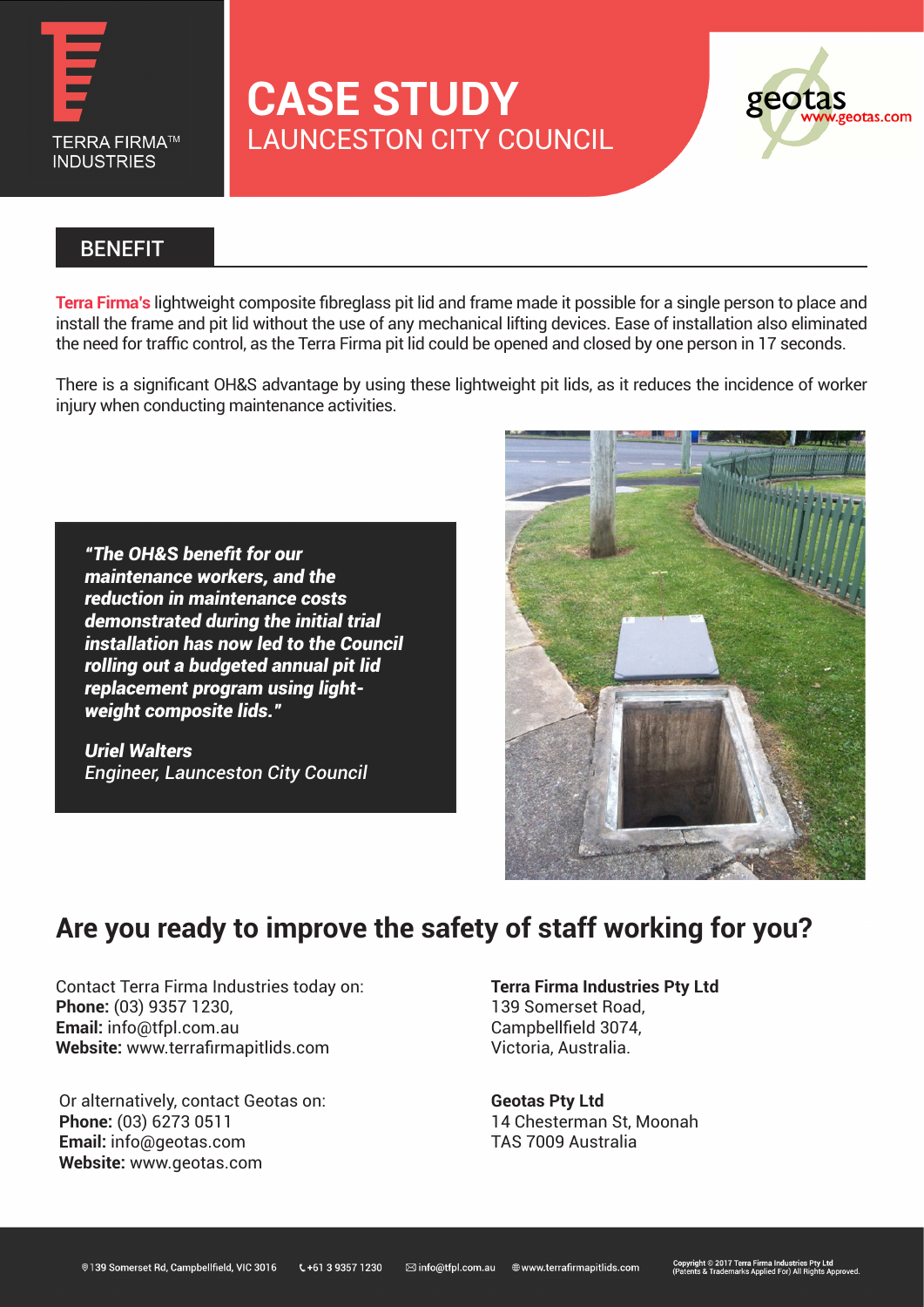TERRA FIRMA™
INDUSTRIES

# CASE STUDY

## LAUNCESTON CITY COUNCIL

geotas
www.geotas.com

## BENEFIT

**Terra Firma's** lightweight composite fibreglass pit lid and frame made it possible for a single person to place and install the frame and pit lid without the use of any mechanical lifting devices. Ease of installation also eliminated the need for traffic control, as the Terra Firma pit lid could be opened and closed by one person in 17 seconds.

There is a significant OH&S advantage by using these lightweight pit lids, as it reduces the incidence of worker injury when conducting maintenance activities.

***"The OH&S benefit for our maintenance workers, and the reduction in maintenance costs demonstrated during the initial trial installation has now led to the Council rolling out a budgeted annual pit lid replacement program using light-weight composite lids."***

***Uriel Walters***
*Engineer, Launceston City Council*

## Are you ready to improve the safety of staff working for you?

Contact Terra Firma Industries today on:
**Phone:** (03) 9357 1230,
**Email:** info@tfpl.com.au
**Website:** www.terrafirmapitlids.com

**Terra Firma Industries Pty Ltd**
139 Somerset Road,
Campbellfield 3074,
Victoria, Australia.

Or alternatively, contact Geotas on:
**Phone:** (03) 6273 0511
**Email:** info@geotas.com
**Website:** www.geotas.com

**Geotas Pty Ltd**
14 Chesterman St, Moonah
TAS 7009 Australia

139 Somerset Rd, Campbellfield, VIC 3016 | +61 3 9357 1230 | info@tfpl.com.au | www.terrafirmapitlids.com

Copyright © 2017 Terra Firma Industries Pty Ltd
(Patents & Trademarks Applied For) All Rights Approved.